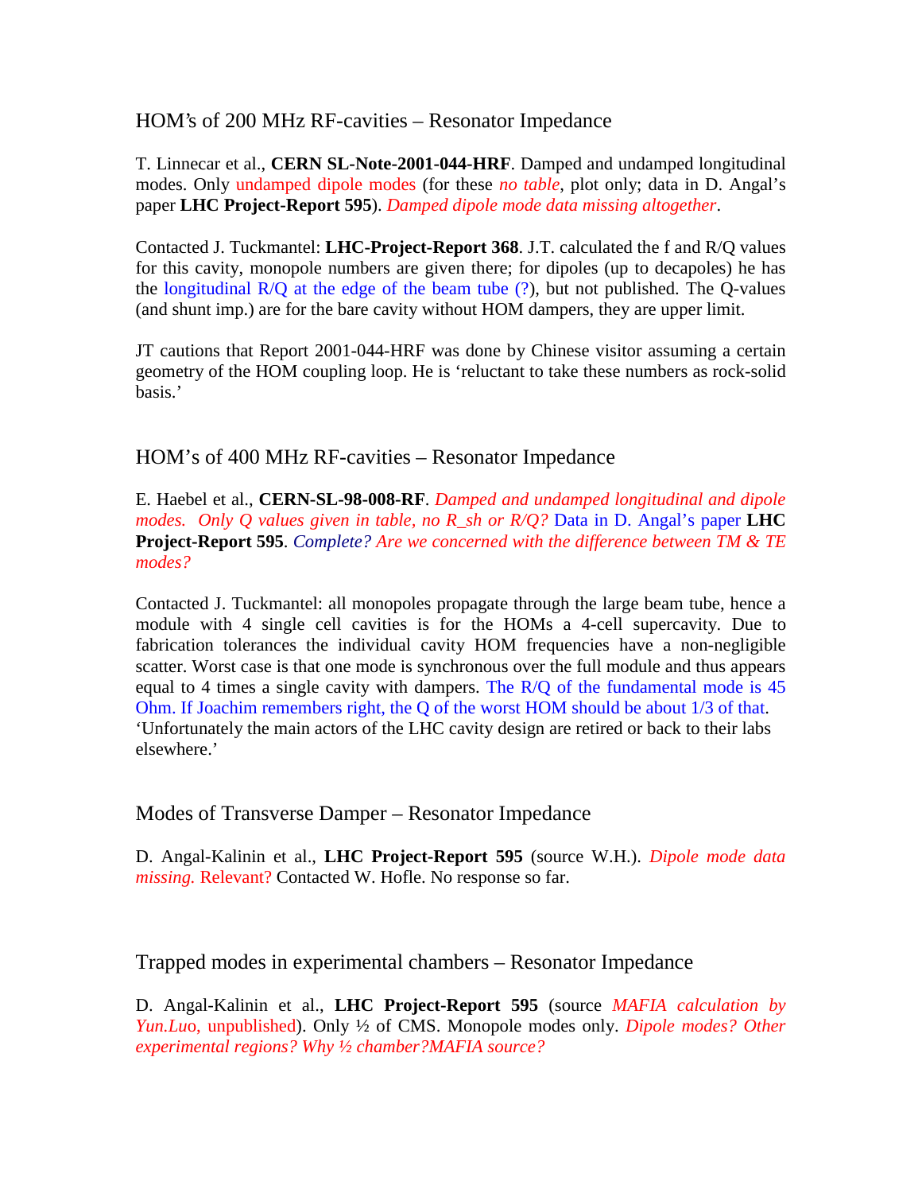## HOM's of 200 MHz RF-cavities – Resonator Impedance

T. Linnecar et al., **CERN SL-Note-2001-044-HRF**. Damped and undamped longitudinal modes. Only undamped dipole modes (for these *no table*, plot only; data in D. Angal's paper **LHC Project-Report 595**). *Damped dipole mode data missing altogether*.

Contacted J. Tuckmantel: **LHC-Project-Report 368**. J.T. calculated the f and R/Q values for this cavity, monopole numbers are given there; for dipoles (up to decapoles) he has the longitudinal R/Q at the edge of the beam tube (?), but not published. The Q-values (and shunt imp.) are for the bare cavity without HOM dampers, they are upper limit.

JT cautions that Report 2001-044-HRF was done by Chinese visitor assuming a certain geometry of the HOM coupling loop. He is 'reluctant to take these numbers as rock-solid basis.'

## HOM's of 400 MHz RF-cavities – Resonator Impedance

E. Haebel et al., **CERN-SL-98-008-RF**. *Damped and undamped longitudinal and dipole modes. Only Q values given in table, no R_sh or R/Q?* Data in D. Angal's paper **LHC Project-Report 595**. *Complete? Are we concerned with the difference between TM & TE modes?*

Contacted J. Tuckmantel: all monopoles propagate through the large beam tube, hence a module with 4 single cell cavities is for the HOMs a 4-cell supercavity. Due to fabrication tolerances the individual cavity HOM frequencies have a non-negligible scatter. Worst case is that one mode is synchronous over the full module and thus appears equal to 4 times a single cavity with dampers. The R/Q of the fundamental mode is 45 Ohm. If Joachim remembers right, the Q of the worst HOM should be about 1/3 of that. 'Unfortunately the main actors of the LHC cavity design are retired or back to their labs elsewhere.'

## Modes of Transverse Damper – Resonator Impedance

D. Angal-Kalinin et al., **LHC Project-Report 595** (source W.H.). *Dipole mode data missing.* Relevant? Contacted W. Hofle. No response so far.

## Trapped modes in experimental chambers – Resonator Impedance

D. Angal-Kalinin et al., **LHC Project-Report 595** (source *MAFIA calculation by Yun.Luo*, unpublished). Only ½ of CMS. Monopole modes only. *Dipole modes? Other experimental regions? Why ½ chamber?MAFIA source?*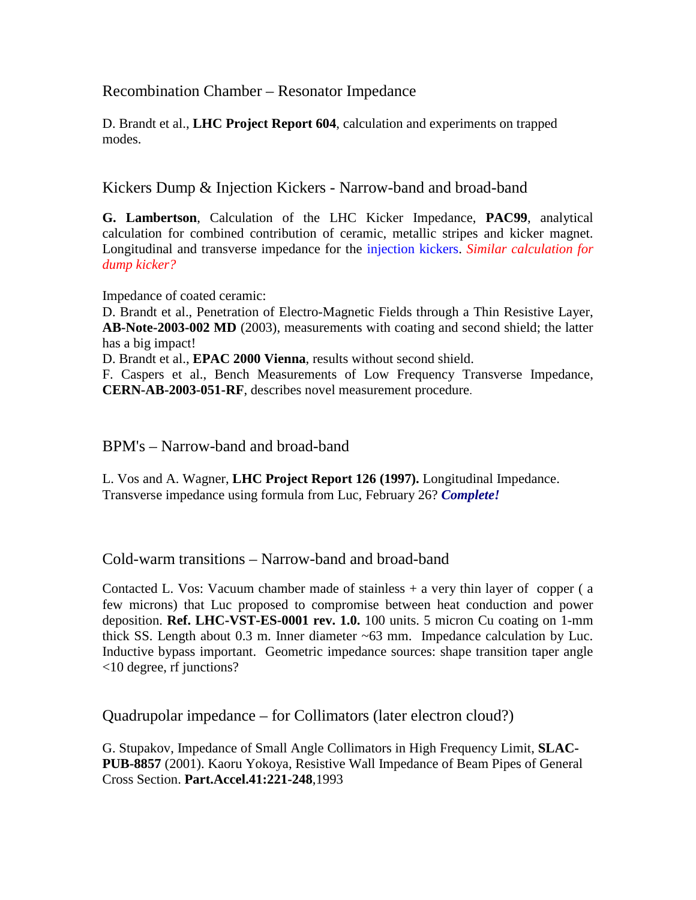## Recombination Chamber – Resonator Impedance

D. Brandt et al., **LHC Project Report 604**, calculation and experiments on trapped modes.

## Kickers Dump & Injection Kickers - Narrow-band and broad-band

**G. Lambertson**, Calculation of the LHC Kicker Impedance, **PAC99**, analytical calculation for combined contribution of ceramic, metallic stripes and kicker magnet. Longitudinal and transverse impedance for the injection kickers. *Similar calculation for dump kicker?*

Impedance of coated ceramic:
D. Brandt et al., Penetration of Electro-Magnetic Fields through a Thin Resistive Layer, **AB-Note-2003-002 MD** (2003), measurements with coating and second shield; the latter has a big impact!
D. Brandt et al., **EPAC 2000 Vienna**, results without second shield.
F. Caspers et al., Bench Measurements of Low Frequency Transverse Impedance, **CERN-AB-2003-051-RF**, describes novel measurement procedure.

## BPM's – Narrow-band and broad-band

L. Vos and A. Wagner, **LHC Project Report 126 (1997).** Longitudinal Impedance. Transverse impedance using formula from Luc, February 26? ***Complete!***

## Cold-warm transitions – Narrow-band and broad-band

Contacted L. Vos: Vacuum chamber made of stainless + a very thin layer of copper ( a few microns) that Luc proposed to compromise between heat conduction and power deposition. **Ref. LHC-VST-ES-0001 rev. 1.0.** 100 units. 5 micron Cu coating on 1-mm thick SS. Length about 0.3 m. Inner diameter ~63 mm. Impedance calculation by Luc. Inductive bypass important. Geometric impedance sources: shape transition taper angle <10 degree, rf junctions?

## Quadrupolar impedance – for Collimators (later electron cloud?)

G. Stupakov, Impedance of Small Angle Collimators in High Frequency Limit, **SLAC-PUB-8857** (2001). Kaoru Yokoya, Resistive Wall Impedance of Beam Pipes of General Cross Section. **Part.Accel.41:221-248**,1993